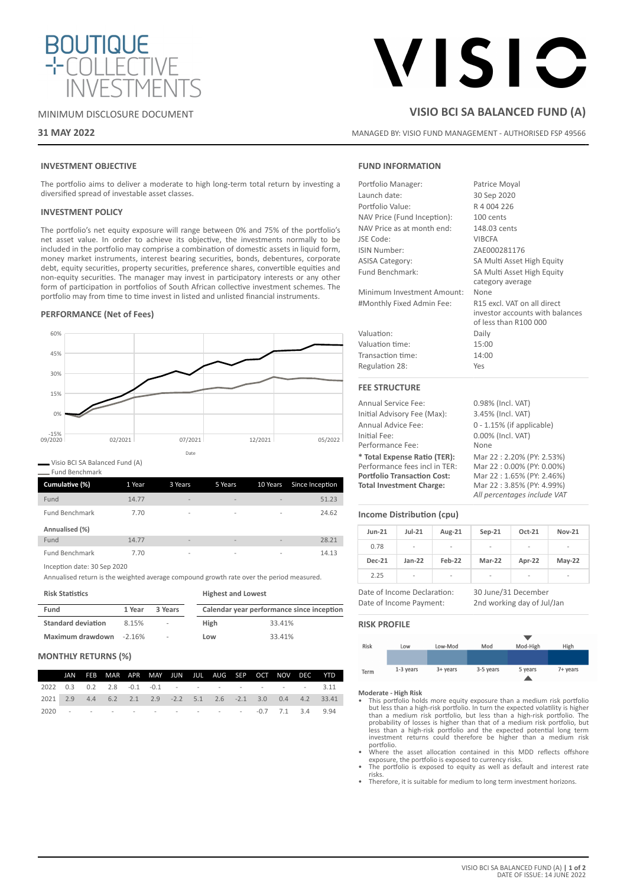BOUTIQUE COLLECTIVE INVESTMENTS

MINIMUM DISCLOSURE DOCUMENT

**31 MAY 2022**

VISIO

## VISIO BCI SA BALANCED FUND (A)

MANAGED BY: VISIO FUND MANAGEMENT - AUTHORISED FSP 49566

### INVESTMENT OBJECTIVE

The portfolio aims to deliver a moderate to high long-term total return by investing a diversified spread of investable asset classes.

### INVESTMENT POLICY

The portfolio's net equity exposure will range between 0% and 75% of the portfolio's net asset value. In order to achieve its objective, the investments normally to be included in the portfolio may comprise a combination of domestic assets in liquid form, money market instruments, interest bearing securities, bonds, debentures, corporate debt, equity securities, property securities, preference shares, convertible equities and non-equity securities. The manager may invest in participatory interests or any other form of participation in portfolios of South African collective investment schemes. The portfolio may from time to time invest in listed and unlisted financial instruments.

### PERFORMANCE (Net of Fees)

— Visio BCI SA Balanced Fund (A)
— Fund Benchmark

| Cumulative (%) | 1 Year | 3 Years | 5 Years | 10 Years | Since Inception |
|---|---|---|---|---|---|
| Fund | 14.77 | - | - | - | 51.23 |
| Fund Benchmark | 7.70 | - | - | - | 24.62 |
| **Annualised (%)** | | | | | |
| Fund | 14.77 | - | - | - | 28.21 |
| Fund Benchmark | 7.70 | - | - | - | 14.13 |

Inception date: 30 Sep 2020

Annualised return is the weighted average compound growth rate over the period measured.

**Risk Statistics**

| Fund | 1 Year | 3 Years |
|---|---|---|
| **Standard deviation** | 8.15% | - |
| **Maximum drawdown** | -2.16% | - |

**Highest and Lowest**

| Calendar year performance since inception | |
|---|---|
| **High** | 33.41% |
| **Low** | 33.41% |

### MONTHLY RETURNS (%)

| | JAN | FEB | MAR | APR | MAY | JUN | JUL | AUG | SEP | OCT | NOV | DEC | YTD |
|---|---|---|---|---|---|---|---|---|---|---|---|---|---|
| 2022 | 0.3 | 0.2 | 2.8 | -0.1 | -0.1 | - | - | - | - | - | - | - | 3.11 |
| 2021 | 2.9 | 4.4 | 6.2 | 2.1 | 2.9 | -2.2 | 5.1 | 2.6 | -2.1 | 3.0 | 0.4 | 4.2 | 33.41 |
| 2020 | - | - | - | - | - | - | - | - | - | -0.7 | 7.1 | 3.4 | 9.94 |

### FUND INFORMATION

| | |
|---|---|
| Portfolio Manager: | Patrice Moyal |
| Launch date: | 30 Sep 2020 |
| Portfolio Value: | R 4 004 226 |
| NAV Price (Fund Inception): | 100 cents |
| NAV Price as at month end: | 148.03 cents |
| JSE Code: | VIBCFA |
| ISIN Number: | ZAE000281176 |
| ASISA Category: | SA Multi Asset High Equity |
| Fund Benchmark: | SA Multi Asset High Equity category average |
| Minimum Investment Amount: | None |
| #Monthly Fixed Admin Fee: | R15 excl. VAT on all direct investor accounts with balances of less than R100 000 |
| Valuation: | Daily |
| Valuation time: | 15:00 |
| Transaction time: | 14:00 |
| Regulation 28: | Yes |

### FEE STRUCTURE

| | |
|---|---|
| Annual Service Fee: | 0.98% (Incl. VAT) |
| Initial Advisory Fee (Max): | 3.45% (Incl. VAT) |
| Annual Advice Fee: | 0 - 1.15% (if applicable) |
| Initial Fee: | 0.00% (Incl. VAT) |
| Performance Fee: | None |
| **\* Total Expense Ratio (TER):** | Mar 22 : 2.20% (PY: 2.53%) |
| Performance fees incl in TER: | Mar 22 : 0.00% (PY: 0.00%) |
| **Portfolio Transaction Cost:** | Mar 22 : 1.65% (PY: 2.46%) |
| **Total Investment Charge:** | Mar 22 : 3.85% (PY: 4.99%) |
| | *All percentages include VAT* |

### Income Distribution (cpu)

| Jun-21 | Jul-21 | Aug-21 | Sep-21 | Oct-21 | Nov-21 |
|---|---|---|---|---|---|
| 0.78 | - | - | - | - | - |
| **Dec-21** | **Jan-22** | **Feb-22** | **Mar-22** | **Apr-22** | **May-22** |
| 2.25 | - | - | - | - | - |

| | |
|---|---|
| Date of Income Declaration: | 30 June/31 December |
| Date of Income Payment: | 2nd working day of Jul/Jan |

### RISK PROFILE

| Risk | Low | Low-Mod | Mod | Mod-High | High |
|---|---|---|---|---|---|
| Term | 1-3 years | 3+ years | 3-5 years | 5 years | 7+ years |

**Moderate - High Risk**

- This portfolio holds more equity exposure than a medium risk portfolio but less than a high-risk portfolio. In turn the expected volatility is higher than a medium risk portfolio, but less than a high-risk portfolio. The probability of losses is higher than that of a medium risk portfolio, but less than a high-risk portfolio and the expected potential long term investment returns could therefore be higher than a medium risk portfolio.
- Where the asset allocation contained in this MDD reflects offshore exposure, the portfolio is exposed to currency risks.
- The portfolio is exposed to equity as well as default and interest rate risks.
- Therefore, it is suitable for medium to long term investment horizons.

DATE OF ISSUE: 14 JUNE 2022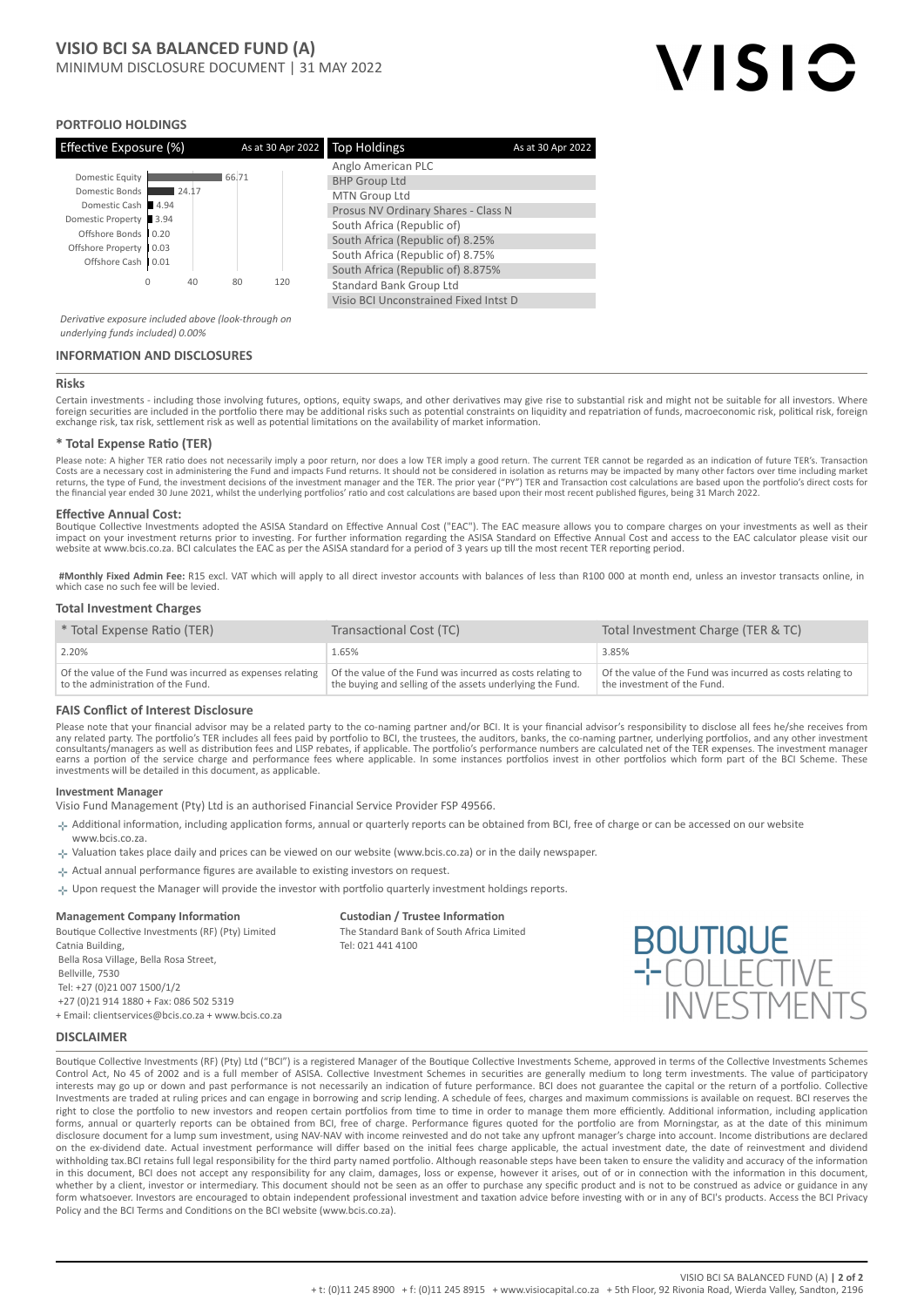# VISIO BCI SA BALANCED FUND (A)

MINIMUM DISCLOSURE DOCUMENT | 31 MAY 2022

VISIO

## PORTFOLIO HOLDINGS

**Effective Exposure (%)** As at 30 Apr 2022

Domestic Equity 66.71
Domestic Bonds 24.17
Domestic Cash 4.94
Domestic Property 3.94
Offshore Bonds 0.20
Offshore Property 0.03
Offshore Cash 0.01

0 40 80 120

*Derivative exposure included above (look-through on underlying funds included) 0.00%*

| Top Holdings | As at 30 Apr 2022 |
|---|---|
| Anglo American PLC | |
| BHP Group Ltd | |
| MTN Group Ltd | |
| Prosus NV Ordinary Shares - Class N | |
| South Africa (Republic of) | |
| South Africa (Republic of) 8.25% | |
| South Africa (Republic of) 8.75% | |
| South Africa (Republic of) 8.875% | |
| Standard Bank Group Ltd | |
| Visio BCI Unconstrained Fixed Intst D | |

## INFORMATION AND DISCLOSURES

### Risks

Certain investments - including those involving futures, options, equity swaps, and other derivatives may give rise to substantial risk and might not be suitable for all investors. Where foreign securities are included in the portfolio there may be additional risks such as potential constraints on liquidity and repatriation of funds, macroeconomic risk, political risk, foreign exchange risk, tax risk, settlement risk as well as potential limitations on the availability of market information.

### * Total Expense Ratio (TER)

Please note: A higher TER ratio does not necessarily imply a poor return, nor does a low TER imply a good return. The current TER cannot be regarded as an indication of future TER's. Transaction Costs are a necessary cost in administering the Fund and impacts Fund returns. It should not be considered in isolation as returns may be impacted by many other factors over time including market returns, the type of Fund, the investment decisions of the investment manager and the TER. The prior year ("PY") TER and Transaction cost calculations are based upon the portfolio's direct costs for the financial year ended 30 June 2021, whilst the underlying portfolios' ratio and cost calculations are based upon their most recent published figures, being 31 March 2022.

### Effective Annual Cost:

Boutique Collective Investments adopted the ASISA Standard on Effective Annual Cost ("EAC"). The EAC measure allows you to compare charges on your investments as well as their impact on your investment returns prior to investing. For further information regarding the ASISA Standard on Effective Annual Cost and access to the EAC calculator please visit our website at www.bcis.co.za. BCI calculates the EAC as per the ASISA standard for a period of 3 years up till the most recent TER reporting period.

**#Monthly Fixed Admin Fee:** R15 excl. VAT which will apply to all direct investor accounts with balances of less than R100 000 at month end, unless an investor transacts online, in which case no such fee will be levied.

### Total Investment Charges

| * Total Expense Ratio (TER) | Transactional Cost (TC) | Total Investment Charge (TER & TC) |
|---|---|---|
| 2.20% | 1.65% | 3.85% |
| Of the value of the Fund was incurred as expenses relating to the administration of the Fund. | Of the value of the Fund was incurred as costs relating to the buying and selling of the assets underlying the Fund. | Of the value of the Fund was incurred as costs relating to the investment of the Fund. |

### FAIS Conflict of Interest Disclosure

Please note that your financial advisor may be a related party to the co-naming partner and/or BCI. It is your financial advisor's responsibility to disclose all fees he/she receives from any related party. The portfolio's TER includes all fees paid by portfolio to BCI, the trustees, the auditors, banks, the co-naming partner, underlying portfolios, and any other investment consultants/managers as well as distribution fees and LISP rebates, if applicable. The portfolio's performance numbers are calculated net of the TER expenses. The investment manager earns a portion of the service charge and performance fees where applicable. In some instances portfolios invest in other portfolios which form part of the BCI Scheme. These investments will be detailed in this document, as applicable.

### Investment Manager

Visio Fund Management (Pty) Ltd is an authorised Financial Service Provider FSP 49566.

- Additional information, including application forms, annual or quarterly reports can be obtained from BCI, free of charge or can be accessed on our website www.bcis.co.za.
- Valuation takes place daily and prices can be viewed on our website (www.bcis.co.za) or in the daily newspaper.
- Actual annual performance figures are available to existing investors on request.
- Upon request the Manager will provide the investor with portfolio quarterly investment holdings reports.

### Management Company Information

Boutique Collective Investments (RF) (Pty) Limited
Catnia Building,
Bella Rosa Village, Bella Rosa Street,
Bellville, 7530
Tel: +27 (0)21 007 1500/1/2
+27 (0)21 914 1880 + Fax: 086 502 5319
+ Email: clientservices@bcis.co.za + www.bcis.co.za

### Custodian / Trustee Information

The Standard Bank of South Africa Limited
Tel: 021 441 4100

BOUTIQUE COLLECTIVE INVESTMENTS

## DISCLAIMER

Boutique Collective Investments (RF) (Pty) Ltd ("BCI") is a registered Manager of the Boutique Collective Investments Scheme, approved in terms of the Collective Investments Schemes Control Act, No 45 of 2002 and is a full member of ASISA. Collective Investment Schemes in securities are generally medium to long term investments. The value of participatory interests may go up or down and past performance is not necessarily an indication of future performance. BCI does not guarantee the capital or the return of a portfolio. Collective Investments are traded at ruling prices and can engage in borrowing and scrip lending. A schedule of fees, charges and maximum commissions is available on request. BCI reserves the right to close the portfolio to new investors and reopen certain portfolios from time to time in order to manage them more efficiently. Additional information, including application forms, annual or quarterly reports can be obtained from BCI, free of charge. Performance figures quoted for the portfolio are from Morningstar, as at the date of this minimum disclosure document for a lump sum investment, using NAV-NAV with income reinvested and do not take any upfront manager's charge into account. Income distributions are declared on the ex-dividend date. Actual investment performance will differ based on the initial fees charge applicable, the actual investment date, the date of reinvestment and dividend withholding tax.BCI retains full legal responsibility for the third party named portfolio. Although reasonable steps have been taken to ensure the validity and accuracy of the information in this document, BCI does not accept any responsibility for any claim, damages, loss or expense, however it arises, out of or in connection with the information in this document, whether by a client, investor or intermediary. This document should not be seen as an offer to purchase any specific product and is not to be construed as advice or guidance in any form whatsoever. Investors are encouraged to obtain independent professional investment and taxation advice before investing with or in any of BCI's products. Access the BCI Privacy Policy and the BCI Terms and Conditions on the BCI website (www.bcis.co.za).

+ t: (0)11 245 8900 + f: (0)11 245 8915 + www.visiocapital.co.za + 5th Floor, 92 Rivonia Road, Wierda Valley, Sandton, 2196